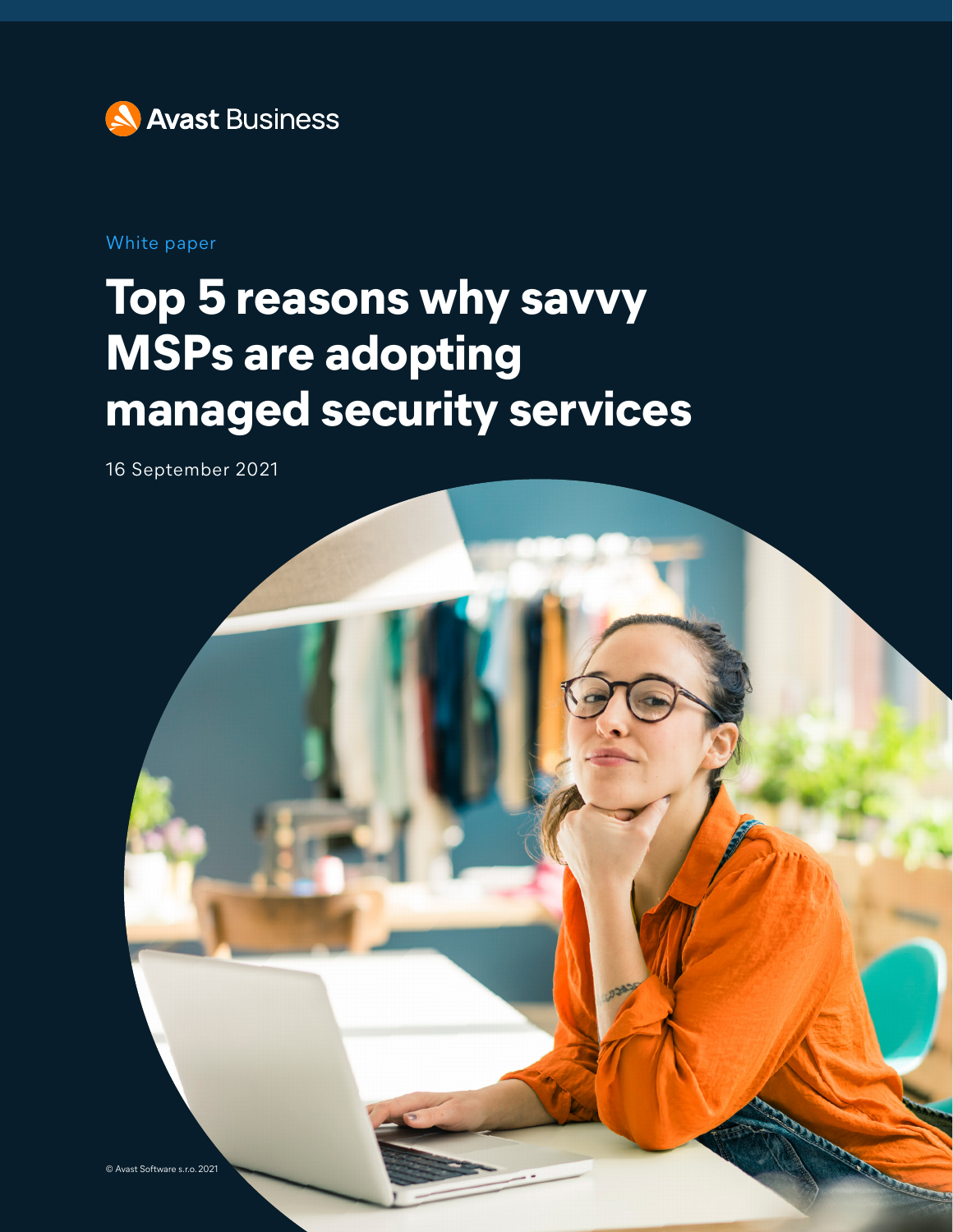Avast Business

White paper

# Top 5 reasons why savvy MSPs are adopting managed security services

16 September 2021

© Avast Software s.r.o. 2021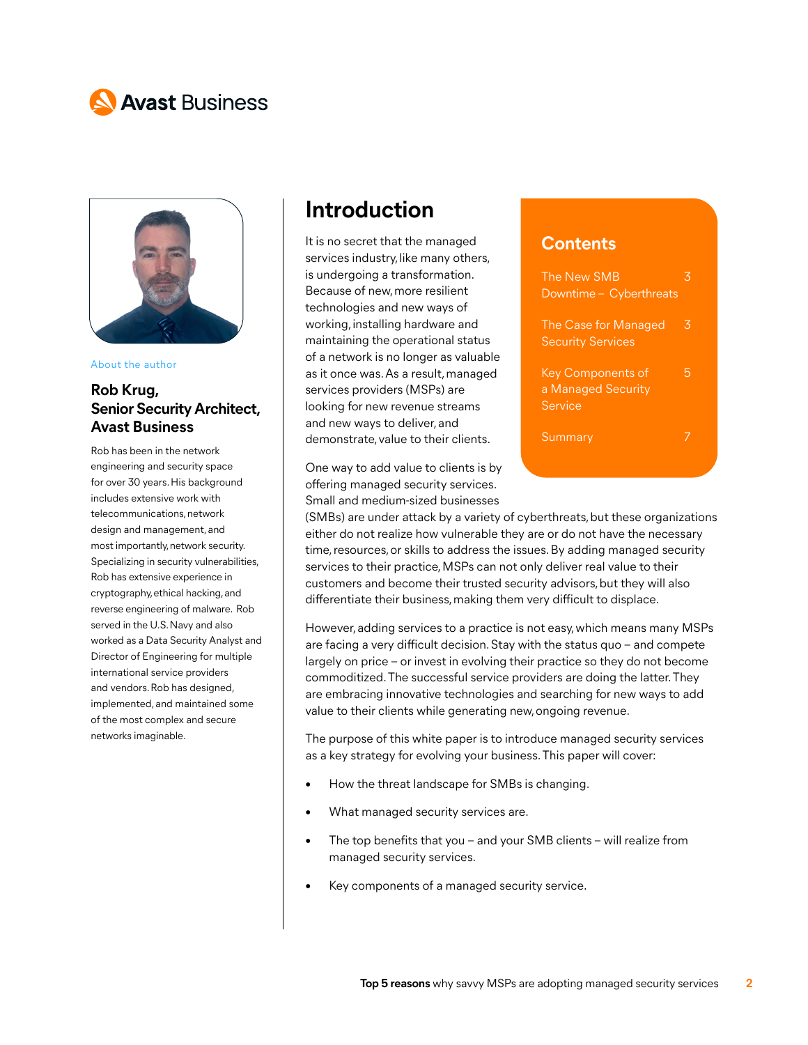## Introduction

It is no secret that the managed services industry, like many others, is undergoing a transformation. Because of new, more resilient technologies and new ways of working, installing hardware and maintaining the operational status of a network is no longer as valuable as it once was. As a result, managed services providers (MSPs) are looking for new revenue streams and new ways to deliver, and demonstrate, value to their clients.

One way to add value to clients is by offering managed security services. Small and medium-sized businesses (SMBs) are under attack by a variety of cyberthreats, but these organizations either do not realize how vulnerable they are or do not have the necessary time, resources, or skills to address the issues. By adding managed security services to their practice, MSPs can not only deliver real value to their customers and become their trusted security advisors, but they will also differentiate their business, making them very difficult to displace.

However, adding services to a practice is not easy, which means many MSPs are facing a very difficult decision. Stay with the status quo – and compete largely on price – or invest in evolving their practice so they do not become commoditized. The successful service providers are doing the latter. They are embracing innovative technologies and searching for new ways to add value to their clients while generating new, ongoing revenue.

The purpose of this white paper is to introduce managed security services as a key strategy for evolving your business. This paper will cover:

- How the threat landscape for SMBs is changing.
- What managed security services are.
- The top benefits that you – and your SMB clients – will realize from managed security services.
- Key components of a managed security service.

### Contents

| | |
|---|---|
| The New SMB Downtime – Cyberthreats | 3 |
| The Case for Managed Security Services | 3 |
| Key Components of a Managed Security Service | 5 |
| Summary | 7 |

About the author

**Rob Krug, Senior Security Architect, Avast Business**

Rob has been in the network engineering and security space for over 30 years. His background includes extensive work with telecommunications, network design and management, and most importantly, network security. Specializing in security vulnerabilities, Rob has extensive experience in cryptography, ethical hacking, and reverse engineering of malware. Rob served in the U.S. Navy and also worked as a Data Security Analyst and Director of Engineering for multiple international service providers and vendors. Rob has designed, implemented, and maintained some of the most complex and secure networks imaginable.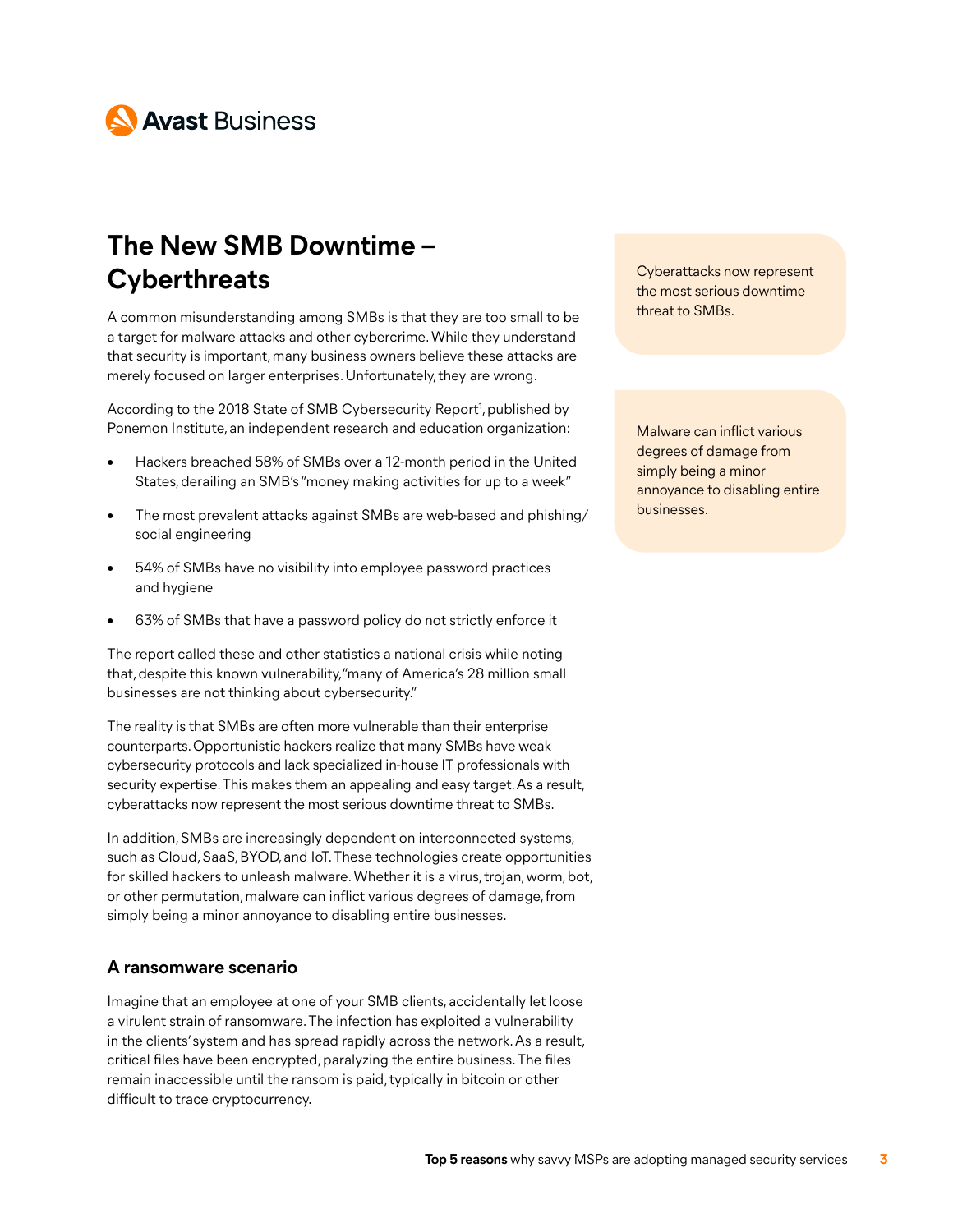## The New SMB Downtime – Cyberthreats

A common misunderstanding among SMBs is that they are too small to be a target for malware attacks and other cybercrime. While they understand that security is important, many business owners believe these attacks are merely focused on larger enterprises. Unfortunately, they are wrong.

According to the 2018 State of SMB Cybersecurity Report[1], published by Ponemon Institute, an independent research and education organization:

- Hackers breached 58% of SMBs over a 12-month period in the United States, derailing an SMB's "money making activities for up to a week"
- The most prevalent attacks against SMBs are web-based and phishing/social engineering
- 54% of SMBs have no visibility into employee password practices and hygiene
- 63% of SMBs that have a password policy do not strictly enforce it

The report called these and other statistics a national crisis while noting that, despite this known vulnerability, "many of America's 28 million small businesses are not thinking about cybersecurity."

The reality is that SMBs are often more vulnerable than their enterprise counterparts. Opportunistic hackers realize that many SMBs have weak cybersecurity protocols and lack specialized in-house IT professionals with security expertise. This makes them an appealing and easy target. As a result, cyberattacks now represent the most serious downtime threat to SMBs.

In addition, SMBs are increasingly dependent on interconnected systems, such as Cloud, SaaS, BYOD, and IoT. These technologies create opportunities for skilled hackers to unleash malware. Whether it is a virus, trojan, worm, bot, or other permutation, malware can inflict various degrees of damage, from simply being a minor annoyance to disabling entire businesses.

> Cyberattacks now represent the most serious downtime threat to SMBs.

> Malware can inflict various degrees of damage from simply being a minor annoyance to disabling entire businesses.

### A ransomware scenario

Imagine that an employee at one of your SMB clients, accidentally let loose a virulent strain of ransomware. The infection has exploited a vulnerability in the clients' system and has spread rapidly across the network. As a result, critical files have been encrypted, paralyzing the entire business. The files remain inaccessible until the ransom is paid, typically in bitcoin or other difficult to trace cryptocurrency.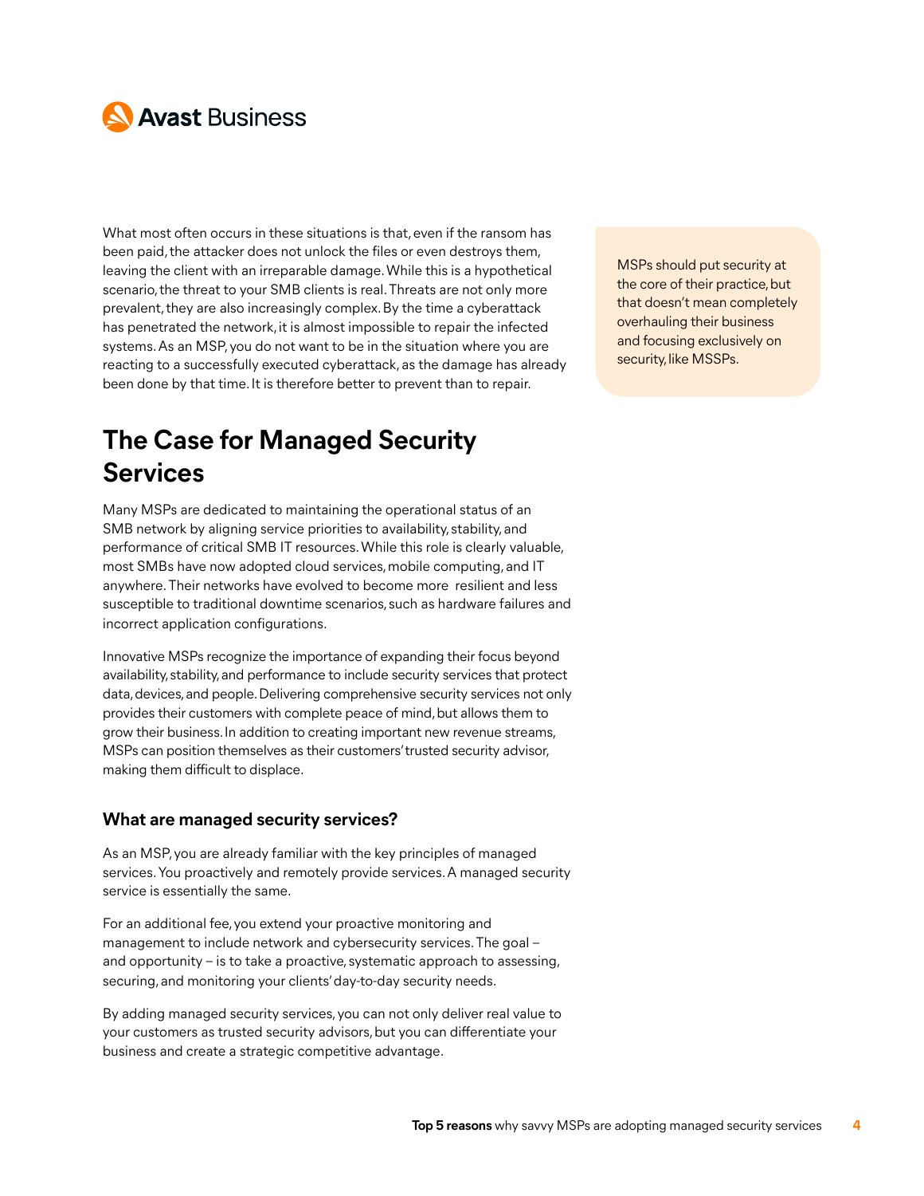What most often occurs in these situations is that, even if the ransom has been paid, the attacker does not unlock the files or even destroys them, leaving the client with an irreparable damage. While this is a hypothetical scenario, the threat to your SMB clients is real. Threats are not only more prevalent, they are also increasingly complex. By the time a cyberattack has penetrated the network, it is almost impossible to repair the infected systems. As an MSP, you do not want to be in the situation where you are reacting to a successfully executed cyberattack, as the damage has already been done by that time. It is therefore better to prevent than to repair.

> MSPs should put security at the core of their practice, but that doesn't mean completely overhauling their business and focusing exclusively on security, like MSSPs.

## The Case for Managed Security Services

Many MSPs are dedicated to maintaining the operational status of an SMB network by aligning service priorities to availability, stability, and performance of critical SMB IT resources. While this role is clearly valuable, most SMBs have now adopted cloud services, mobile computing, and IT anywhere. Their networks have evolved to become more resilient and less susceptible to traditional downtime scenarios, such as hardware failures and incorrect application configurations.

Innovative MSPs recognize the importance of expanding their focus beyond availability, stability, and performance to include security services that protect data, devices, and people. Delivering comprehensive security services not only provides their customers with complete peace of mind, but allows them to grow their business. In addition to creating important new revenue streams, MSPs can position themselves as their customers' trusted security advisor, making them difficult to displace.

### What are managed security services?

As an MSP, you are already familiar with the key principles of managed services. You proactively and remotely provide services. A managed security service is essentially the same.

For an additional fee, you extend your proactive monitoring and management to include network and cybersecurity services. The goal – and opportunity – is to take a proactive, systematic approach to assessing, securing, and monitoring your clients' day-to-day security needs.

By adding managed security services, you can not only deliver real value to your customers as trusted security advisors, but you can differentiate your business and create a strategic competitive advantage.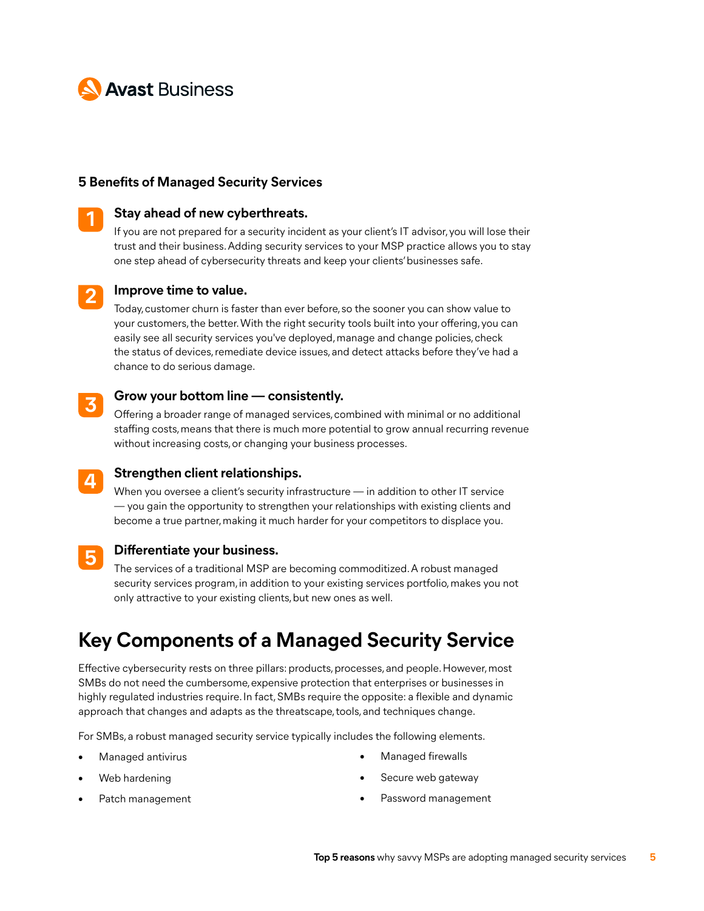## 5 Benefits of Managed Security Services

1. **Stay ahead of new cyberthreats.**
   If you are not prepared for a security incident as your client's IT advisor, you will lose their trust and their business. Adding security services to your MSP practice allows you to stay one step ahead of cybersecurity threats and keep your clients' businesses safe.

2. **Improve time to value.**
   Today, customer churn is faster than ever before, so the sooner you can show value to your customers, the better. With the right security tools built into your offering, you can easily see all security services you've deployed, manage and change policies, check the status of devices, remediate device issues, and detect attacks before they've had a chance to do serious damage.

3. **Grow your bottom line — consistently.**
   Offering a broader range of managed services, combined with minimal or no additional staffing costs, means that there is much more potential to grow annual recurring revenue without increasing costs, or changing your business processes.

4. **Strengthen client relationships.**
   When you oversee a client's security infrastructure — in addition to other IT service — you gain the opportunity to strengthen your relationships with existing clients and become a true partner, making it much harder for your competitors to displace you.

5. **Differentiate your business.**
   The services of a traditional MSP are becoming commoditized. A robust managed security services program, in addition to your existing services portfolio, makes you not only attractive to your existing clients, but new ones as well.

# Key Components of a Managed Security Service

Effective cybersecurity rests on three pillars: products, processes, and people. However, most SMBs do not need the cumbersome, expensive protection that enterprises or businesses in highly regulated industries require. In fact, SMBs require the opposite: a flexible and dynamic approach that changes and adapts as the threatscape, tools, and techniques change.

For SMBs, a robust managed security service typically includes the following elements.

- Managed antivirus
- Web hardening
- Patch management
- Managed firewalls
- Secure web gateway
- Password management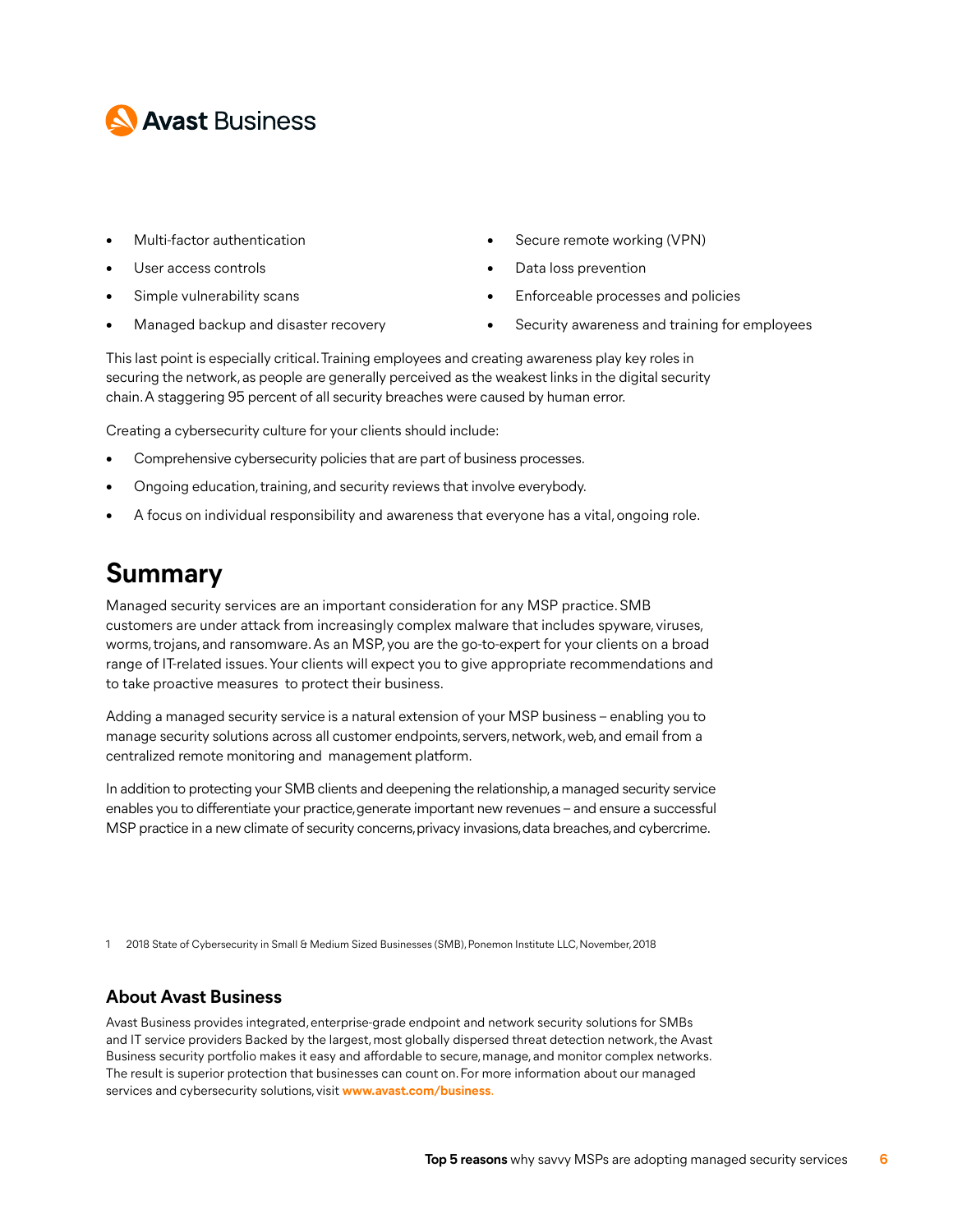- Multi-factor authentication
- User access controls
- Simple vulnerability scans
- Managed backup and disaster recovery
- Secure remote working (VPN)
- Data loss prevention
- Enforceable processes and policies
- Security awareness and training for employees

This last point is especially critical. Training employees and creating awareness play key roles in securing the network, as people are generally perceived as the weakest links in the digital security chain. A staggering 95 percent of all security breaches were caused by human error.

Creating a cybersecurity culture for your clients should include:

- Comprehensive cybersecurity policies that are part of business processes.
- Ongoing education, training, and security reviews that involve everybody.
- A focus on individual responsibility and awareness that everyone has a vital, ongoing role.

## Summary

Managed security services are an important consideration for any MSP practice. SMB customers are under attack from increasingly complex malware that includes spyware, viruses, worms, trojans, and ransomware. As an MSP, you are the go-to-expert for your clients on a broad range of IT-related issues. Your clients will expect you to give appropriate recommendations and to take proactive measures to protect their business.

Adding a managed security service is a natural extension of your MSP business – enabling you to manage security solutions across all customer endpoints, servers, network, web, and email from a centralized remote monitoring and management platform.

In addition to protecting your SMB clients and deepening the relationship, a managed security service enables you to differentiate your practice, generate important new revenues – and ensure a successful MSP practice in a new climate of security concerns, privacy invasions, data breaches, and cybercrime.

1 2018 State of Cybersecurity in Small & Medium Sized Businesses (SMB), Ponemon Institute LLC, November, 2018

### About Avast Business

Avast Business provides integrated, enterprise-grade endpoint and network security solutions for SMBs and IT service providers Backed by the largest, most globally dispersed threat detection network, the Avast Business security portfolio makes it easy and affordable to secure, manage, and monitor complex networks. The result is superior protection that businesses can count on. For more information about our managed services and cybersecurity solutions, visit **www.avast.com/business**.